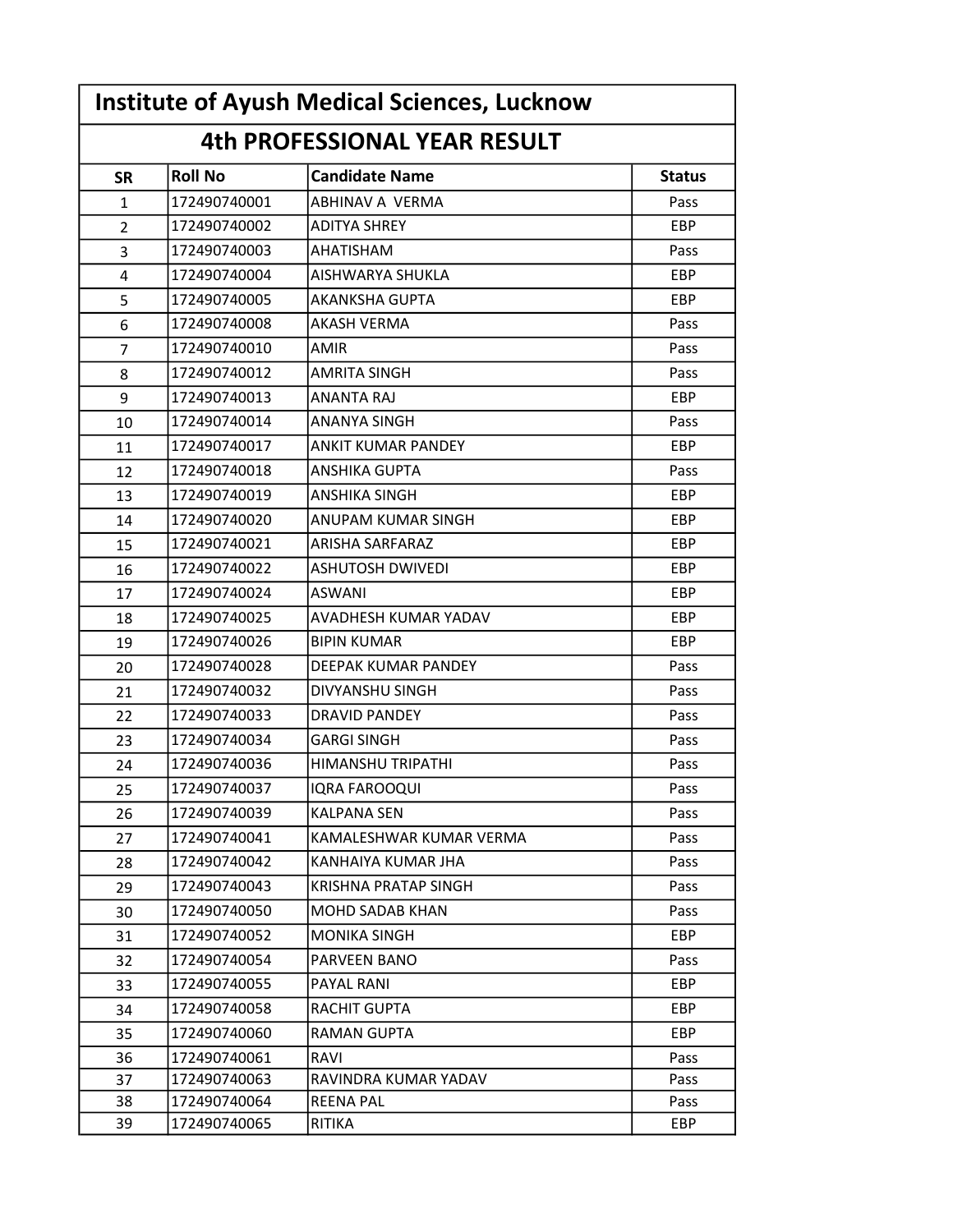# Institute of Ayush Medical Sciences, Lucknow

## 4th PROFESSIONAL YEAR RESULT

| SR | Roll No | Candidate Name | Status |
|---|---|---|---|
| 1 | 172490740001 | ABHINAV A VERMA | Pass |
| 2 | 172490740002 | ADITYA SHREY | EBP |
| 3 | 172490740003 | AHATISHAM | Pass |
| 4 | 172490740004 | AISHWARYA SHUKLA | EBP |
| 5 | 172490740005 | AKANKSHA GUPTA | EBP |
| 6 | 172490740008 | AKASH VERMA | Pass |
| 7 | 172490740010 | AMIR | Pass |
| 8 | 172490740012 | AMRITA SINGH | Pass |
| 9 | 172490740013 | ANANTA RAJ | EBP |
| 10 | 172490740014 | ANANYA SINGH | Pass |
| 11 | 172490740017 | ANKIT KUMAR PANDEY | EBP |
| 12 | 172490740018 | ANSHIKA GUPTA | Pass |
| 13 | 172490740019 | ANSHIKA SINGH | EBP |
| 14 | 172490740020 | ANUPAM KUMAR SINGH | EBP |
| 15 | 172490740021 | ARISHA SARFARAZ | EBP |
| 16 | 172490740022 | ASHUTOSH DWIVEDI | EBP |
| 17 | 172490740024 | ASWANI | EBP |
| 18 | 172490740025 | AVADHESH KUMAR YADAV | EBP |
| 19 | 172490740026 | BIPIN KUMAR | EBP |
| 20 | 172490740028 | DEEPAK KUMAR PANDEY | Pass |
| 21 | 172490740032 | DIVYANSHU SINGH | Pass |
| 22 | 172490740033 | DRAVID PANDEY | Pass |
| 23 | 172490740034 | GARGI SINGH | Pass |
| 24 | 172490740036 | HIMANSHU TRIPATHI | Pass |
| 25 | 172490740037 | IQRA FAROOQUI | Pass |
| 26 | 172490740039 | KALPANA SEN | Pass |
| 27 | 172490740041 | KAMALESHWAR KUMAR VERMA | Pass |
| 28 | 172490740042 | KANHAIYA KUMAR JHA | Pass |
| 29 | 172490740043 | KRISHNA PRATAP SINGH | Pass |
| 30 | 172490740050 | MOHD SADAB KHAN | Pass |
| 31 | 172490740052 | MONIKA SINGH | EBP |
| 32 | 172490740054 | PARVEEN BANO | Pass |
| 33 | 172490740055 | PAYAL RANI | EBP |
| 34 | 172490740058 | RACHIT GUPTA | EBP |
| 35 | 172490740060 | RAMAN GUPTA | EBP |
| 36 | 172490740061 | RAVI | Pass |
| 37 | 172490740063 | RAVINDRA KUMAR YADAV | Pass |
| 38 | 172490740064 | REENA PAL | Pass |
| 39 | 172490740065 | RITIKA | EBP |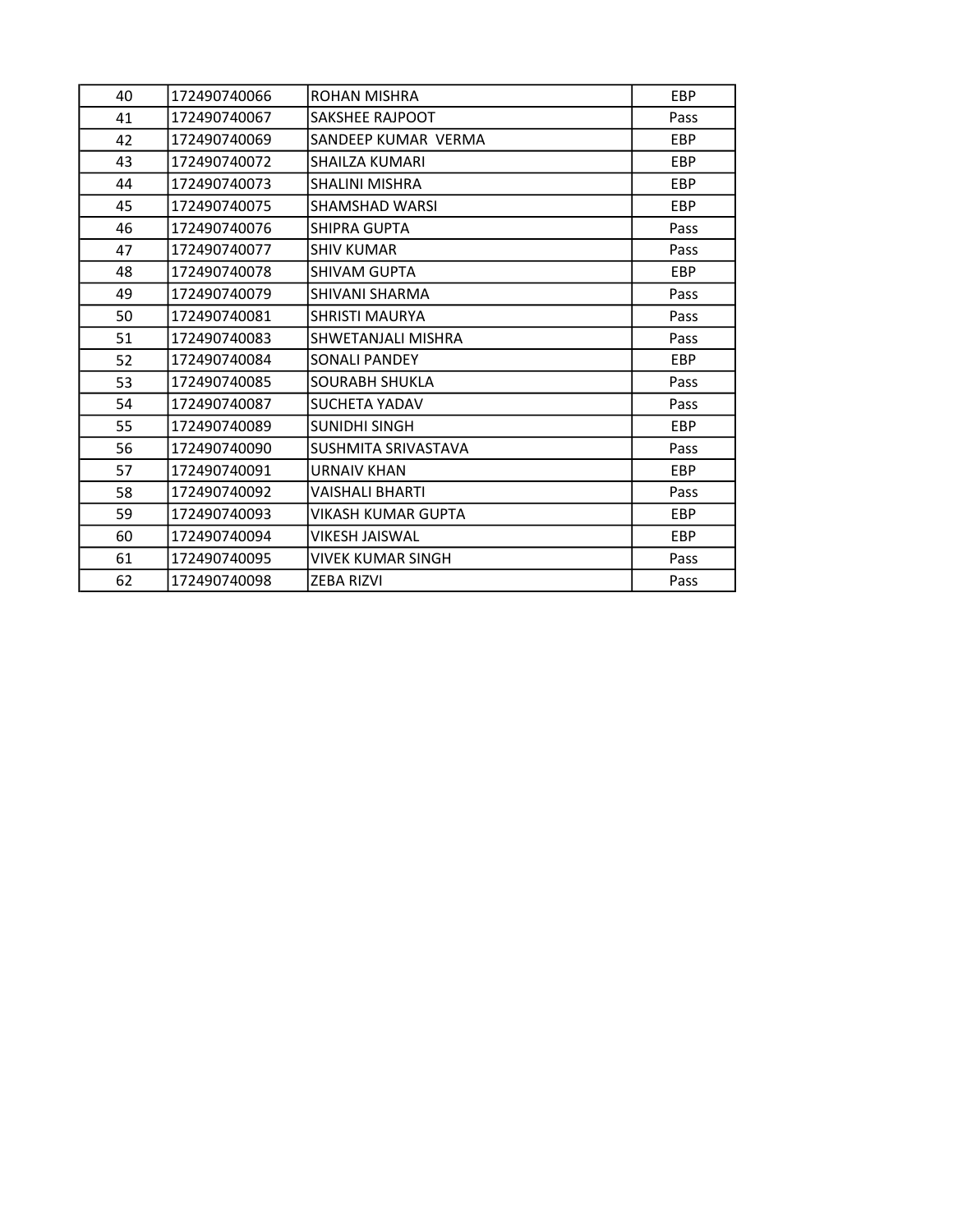| | | | |
|---|---|---|---|
| 40 | 172490740066 | ROHAN MISHRA | EBP |
| 41 | 172490740067 | SAKSHEE RAJPOOT | Pass |
| 42 | 172490740069 | SANDEEP KUMAR VERMA | EBP |
| 43 | 172490740072 | SHAILZA KUMARI | EBP |
| 44 | 172490740073 | SHALINI MISHRA | EBP |
| 45 | 172490740075 | SHAMSHAD WARSI | EBP |
| 46 | 172490740076 | SHIPRA GUPTA | Pass |
| 47 | 172490740077 | SHIV KUMAR | Pass |
| 48 | 172490740078 | SHIVAM GUPTA | EBP |
| 49 | 172490740079 | SHIVANI SHARMA | Pass |
| 50 | 172490740081 | SHRISTI MAURYA | Pass |
| 51 | 172490740083 | SHWETANJALI MISHRA | Pass |
| 52 | 172490740084 | SONALI PANDEY | EBP |
| 53 | 172490740085 | SOURABH SHUKLA | Pass |
| 54 | 172490740087 | SUCHETA YADAV | Pass |
| 55 | 172490740089 | SUNIDHI SINGH | EBP |
| 56 | 172490740090 | SUSHMITA SRIVASTAVA | Pass |
| 57 | 172490740091 | URNAIV KHAN | EBP |
| 58 | 172490740092 | VAISHALI BHARTI | Pass |
| 59 | 172490740093 | VIKASH KUMAR GUPTA | EBP |
| 60 | 172490740094 | VIKESH JAISWAL | EBP |
| 61 | 172490740095 | VIVEK KUMAR SINGH | Pass |
| 62 | 172490740098 | ZEBA RIZVI | Pass |